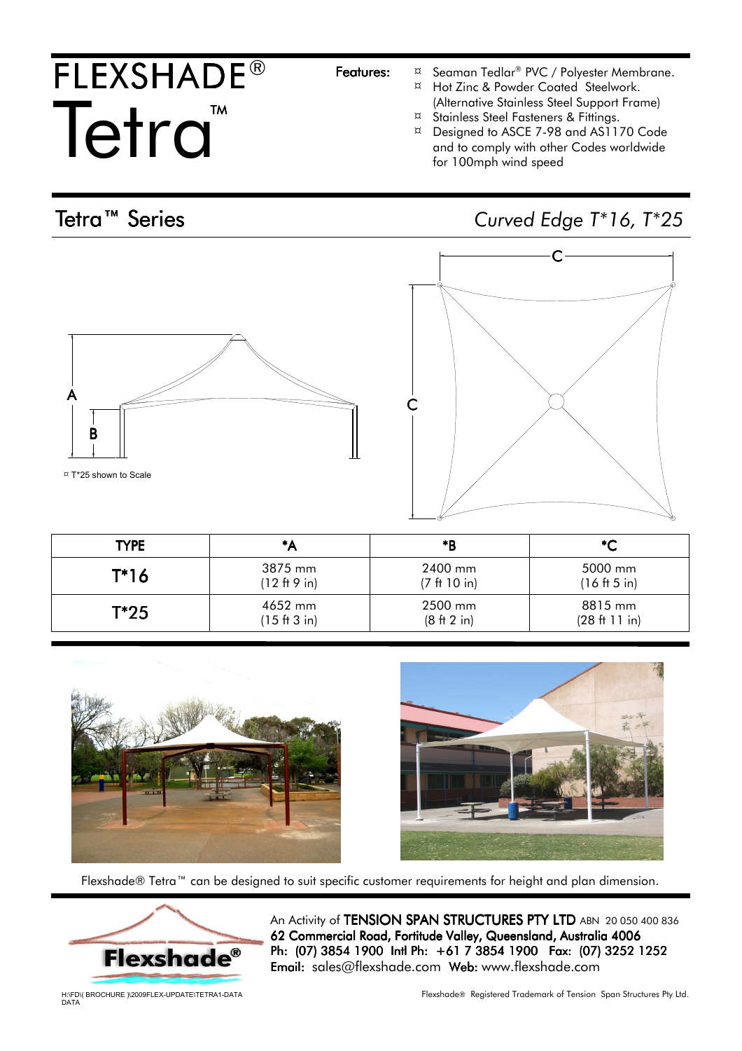# FLEXSHADE®

# Tetra™

**Features:**

- Seaman Tedlar® PVC / Polyester Membrane.
- Hot Zinc & Powder Coated Steelwork. (Alternative Stainless Steel Support Frame)
- Stainless Steel Fasteners & Fittings.
- Designed to ASCE 7-98 and AS1170 Code and to comply with other Codes worldwide for 100mph wind speed

## Tetra™ Series

*Curved Edge T*16, T*25*

¤ T*25 shown to Scale

| TYPE | *A | *B | *C |
|---|---|---|---|
| **T*16** | 3875 mm (12 ft 9 in) | 2400 mm (7 ft 10 in) | 5000 mm (16 ft 5 in) |
| **T*25** | 4652 mm (15 ft 3 in) | 2500 mm (8 ft 2 in) | 8815 mm (28 ft 11 in) |

Flexshade® Tetra™ can be designed to suit specific customer requirements for height and plan dimension.

An Activity of **TENSION SPAN STRUCTURES PTY LTD** ABN 20 050 400 836
**62 Commercial Road, Fortitude Valley, Queensland, Australia 4006**
**Ph:** (07) 3854 1900 **Intl Ph:** +61 7 3854 1900 **Fax:** (07) 3252 1252
**Email:** sales@flexshade.com **Web:** www.flexshade.com

H:\FD\( BROCHURE )\2009FLEX-UPDATE\TETRA1-DATA DATA

Flexshade® Registered Trademark of Tension Span Structures Pty Ltd.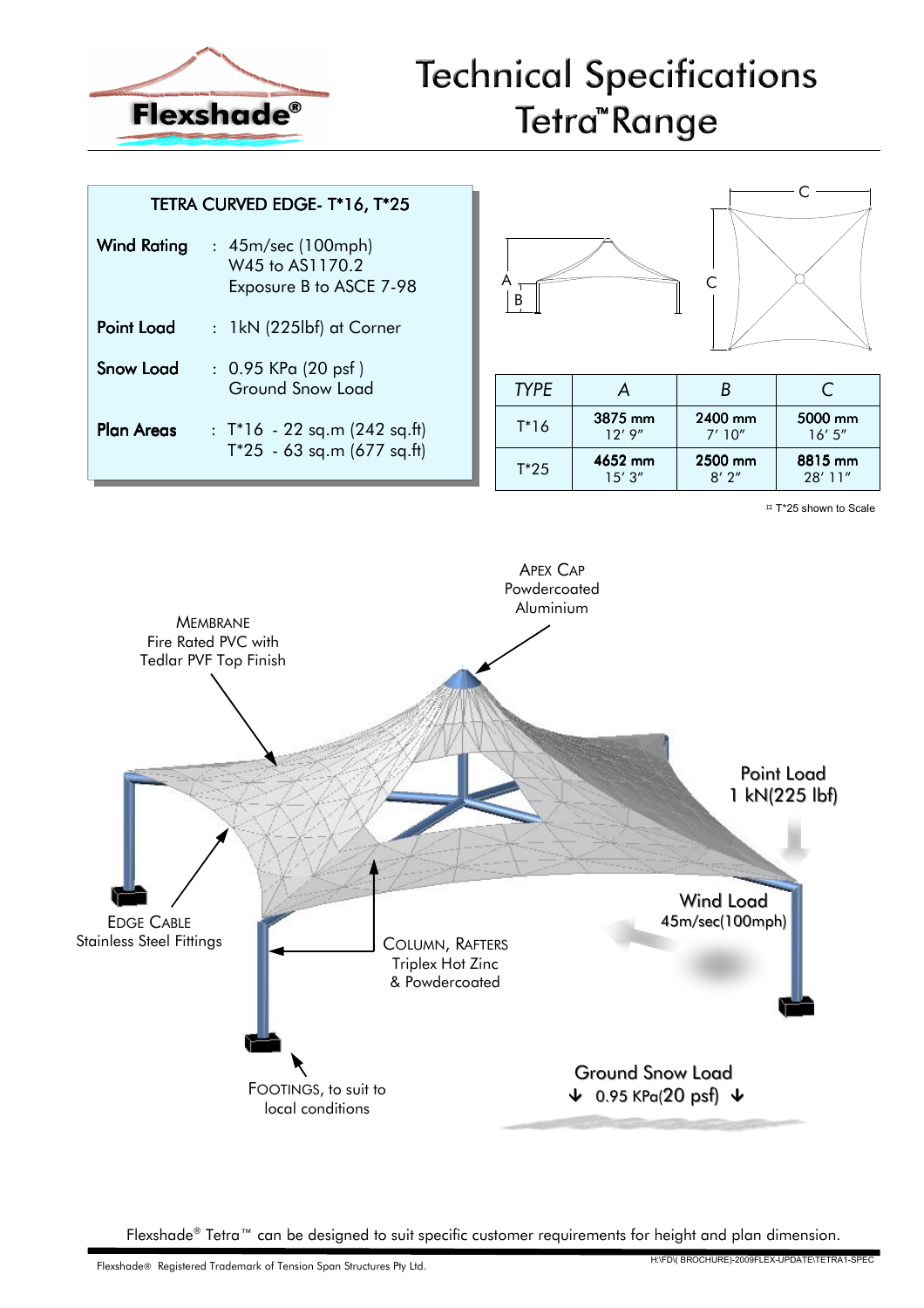# Technical Specifications
# Tetra™ Range

## TETRA CURVED EDGE- T*16, T*25

**Wind Rating** : 45m/sec (100mph)
W45 to AS1170.2
Exposure B to ASCE 7-98

**Point Load** : 1kN (225lbf) at Corner

**Snow Load** : 0.95 KPa (20 psf )
Ground Snow Load

**Plan Areas** : T*16 - 22 sq.m (242 sq.ft)
T*25 - 63 sq.m (677 sq.ft)

A
B
C
C

| *TYPE* | A | B | C |
|---|---|---|---|
| T*16 | **3875 mm** 12′ 9″ | **2400 mm** 7′ 10″ | **5000 mm** 16′ 5″ |
| T*25 | **4652 mm** 15′ 3″ | **2500 mm** 8′ 2″ | **8815 mm** 28′ 11″ |

¤ T*25 shown to Scale

APEX CAP
Powdercoated
Aluminium

MEMBRANE
Fire Rated PVC with
Tedlar PVF Top Finish

Point Load
1 kN(225 lbf)

EDGE CABLE
Stainless Steel Fittings

Wind Load
45m/sec(100mph)

COLUMN, RAFTERS
Triplex Hot Zinc
& Powdercoated

FOOTINGS, to suit to
local conditions

Ground Snow Load
0.95 KPa(20 psf)

Flexshade® Tetra™ can be designed to suit specific customer requirements for height and plan dimension.

Flexshade® Registered Trademark of Tension Span Structures Pty Ltd.